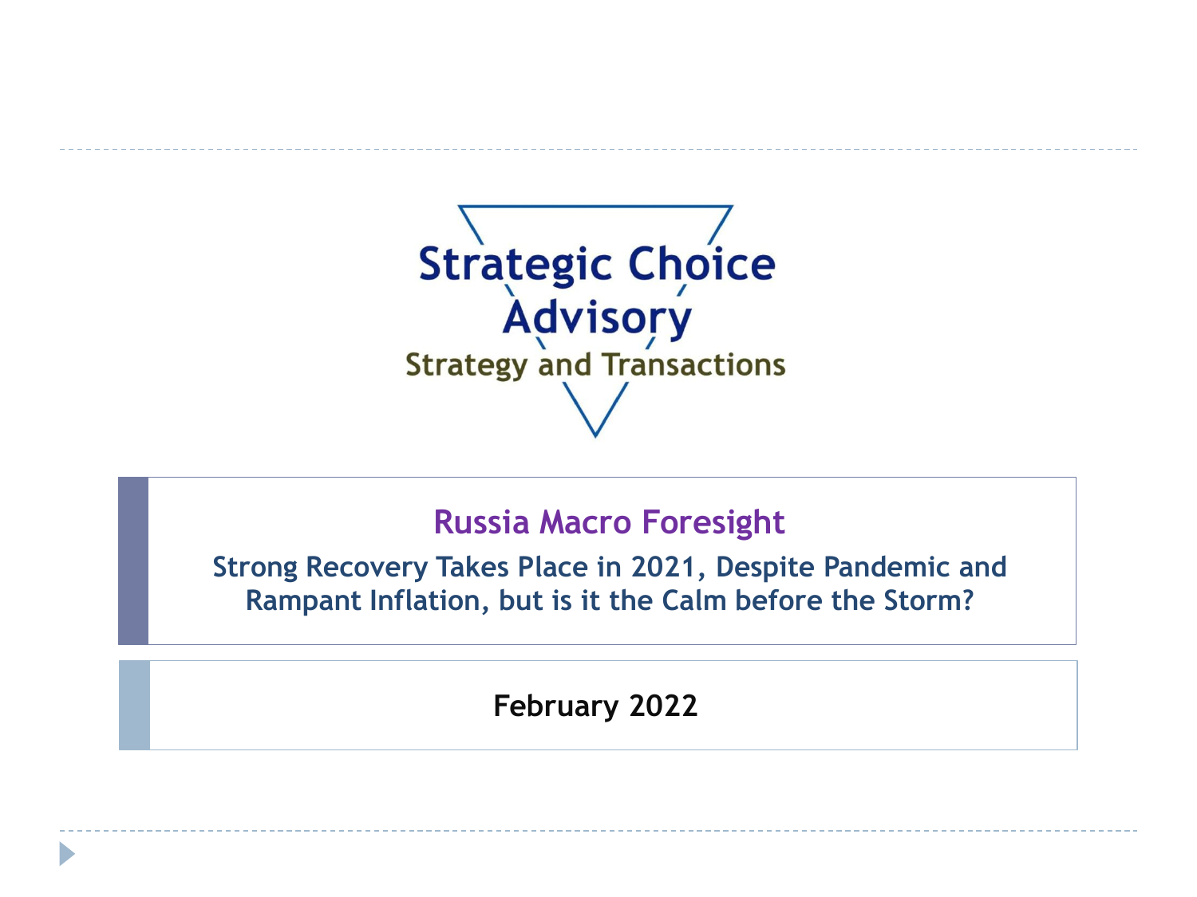Strategic Choice Advisory

Strategy and Transactions

# Russia Macro Foresight

## Strong Recovery Takes Place in 2021, Despite Pandemic and Rampant Inflation, but is it the Calm before the Storm?

**February 2022**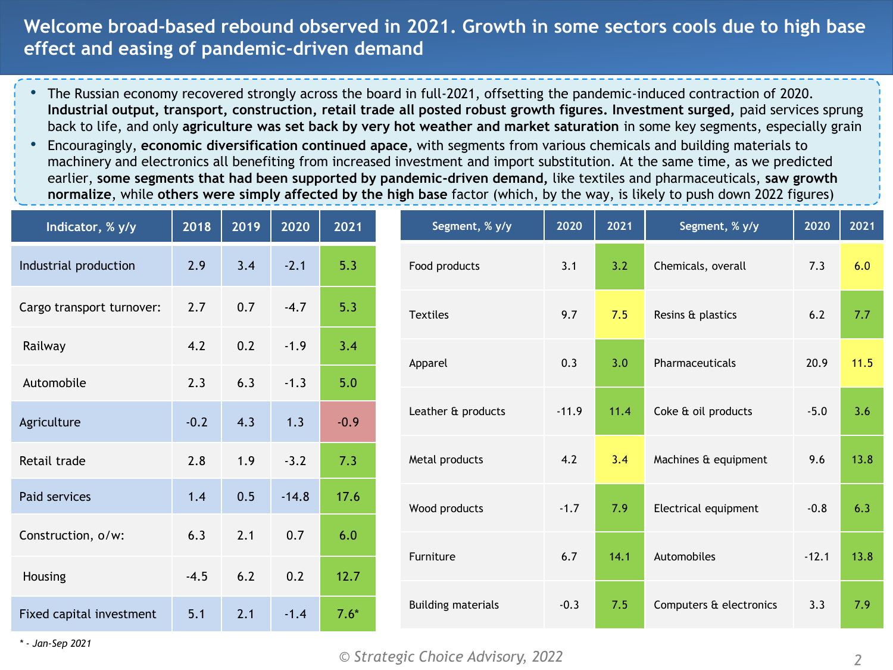# Welcome broad-based rebound observed in 2021. Growth in some sectors cools due to high base effect and easing of pandemic-driven demand

- The Russian economy recovered strongly across the board in full-2021, offsetting the pandemic-induced contraction of 2020. **Industrial output, transport, construction, retail trade all posted robust growth figures. Investment surged,** paid services sprung back to life, and only **agriculture was set back by very hot weather and market saturation** in some key segments, especially grain
- Encouragingly, **economic diversification continued apace,** with segments from various chemicals and building materials to machinery and electronics all benefiting from increased investment and import substitution. At the same time, as we predicted earlier, **some segments that had been supported by pandemic-driven demand,** like textiles and pharmaceuticals, **saw growth normalize**, while **others were simply affected by the high base** factor (which, by the way, is likely to push down 2022 figures)

| Indicator, % y/y | 2018 | 2019 | 2020 | 2021 |
|---|---|---|---|---|
| Industrial production | 2.9 | 3.4 | -2.1 | 5.3 |
| Cargo transport turnover: | 2.7 | 0.7 | -4.7 | 5.3 |
| Railway | 4.2 | 0.2 | -1.9 | 3.4 |
| Automobile | 2.3 | 6.3 | -1.3 | 5.0 |
| Agriculture | -0.2 | 4.3 | 1.3 | -0.9 |
| Retail trade | 2.8 | 1.9 | -3.2 | 7.3 |
| Paid services | 1.4 | 0.5 | -14.8 | 17.6 |
| Construction, o/w: | 6.3 | 2.1 | 0.7 | 6.0 |
| Housing | -4.5 | 6.2 | 0.2 | 12.7 |
| Fixed capital investment | 5.1 | 2.1 | -1.4 | 7.6* |

*\* - Jan-Sep 2021*

| Segment, % y/y | 2020 | 2021 | Segment, % y/y | 2020 | 2021 |
|---|---|---|---|---|---|
| Food products | 3.1 | 3.2 | Chemicals, overall | 7.3 | 6.0 |
| Textiles | 9.7 | 7.5 | Resins & plastics | 6.2 | 7.7 |
| Apparel | 0.3 | 3.0 | Pharmaceuticals | 20.9 | 11.5 |
| Leather & products | -11.9 | 11.4 | Coke & oil products | -5.0 | 3.6 |
| Metal products | 4.2 | 3.4 | Machines & equipment | 9.6 | 13.8 |
| Wood products | -1.7 | 7.9 | Electrical equipment | -0.8 | 6.3 |
| Furniture | 6.7 | 14.1 | Automobiles | -12.1 | 13.8 |
| Building materials | -0.3 | 7.5 | Computers & electronics | 3.3 | 7.9 |

© Strategic Choice Advisory, 2022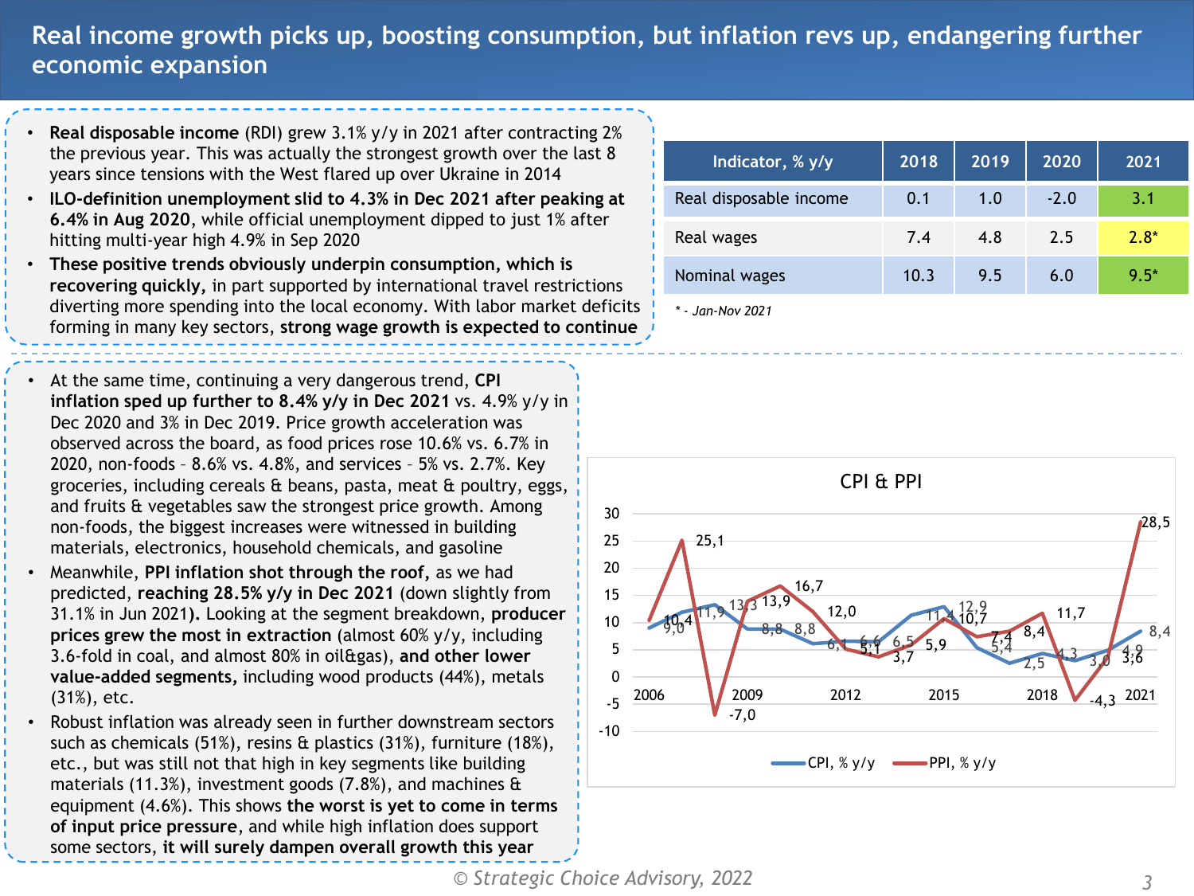# Real income growth picks up, boosting consumption, but inflation revs up, endangering further economic expansion

- **Real disposable income** (RDI) grew 3.1% y/y in 2021 after contracting 2% the previous year. This was actually the strongest growth over the last 8 years since tensions with the West flared up over Ukraine in 2014
- **ILO-definition unemployment slid to 4.3% in Dec 2021 after peaking at 6.4% in Aug 2020**, while official unemployment dipped to just 1% after hitting multi-year high 4.9% in Sep 2020
- **These positive trends obviously underpin consumption, which is recovering quickly,** in part supported by international travel restrictions diverting more spending into the local economy. With labor market deficits forming in many key sectors, **strong wage growth is expected to continue**

| Indicator, % y/y | 2018 | 2019 | 2020 | 2021 |
|---|---|---|---|---|
| Real disposable income | 0.1 | 1.0 | -2.0 | 3.1 |
| Real wages | 7.4 | 4.8 | 2.5 | 2.8* |
| Nominal wages | 10.3 | 9.5 | 6.0 | 9.5* |

*\* - Jan-Nov 2021*

- At the same time, continuing a very dangerous trend, **CPI inflation sped up further to 8.4% y/y in Dec 2021** vs. 4.9% y/y in Dec 2020 and 3% in Dec 2019. Price growth acceleration was observed across the board, as food prices rose 10.6% vs. 6.7% in 2020, non-foods – 8.6% vs. 4.8%, and services – 5% vs. 2.7%. Key groceries, including cereals & beans, pasta, meat & poultry, eggs, and fruits & vegetables saw the strongest price growth. Among non-foods, the biggest increases were witnessed in building materials, electronics, household chemicals, and gasoline
- Meanwhile, **PPI inflation shot through the roof,** as we had predicted, **reaching 28.5% y/y in Dec 2021** (down slightly from 31.1% in Jun 2021**). Looking at the segment breakdown, producer prices grew the most in extraction** (almost 60% y/y, including 3.6-fold in coal, and almost 80% in oil&gas), **and other lower value-added segments,** including wood products (44%), metals (31%), etc.
- Robust inflation was already seen in further downstream sectors such as chemicals (51%), resins & plastics (31%), furniture (18%), etc., but was still not that high in key segments like building materials (11.3%), investment goods (7.8%), and machines & equipment (4.6%). This shows **the worst is yet to come in terms of input price pressure**, and while high inflation does support some sectors, **it will surely dampen overall growth this year**

**CPI & PPI**

| Year | CPI, % y/y | PPI, % y/y |
|---|---|---|
| 2006 | 9,0 | 10,4 |
| 2007 | 11,9 | 25,1 |
| 2008 | 13,3 | -7,0 |
| 2009 | 8,8 | 13,9 |
| 2010 | 8,8 | 16,7 |
| 2011 | 6,1 | 12,0 |
| 2012 | 6,6 | 5,1 |
| 2013 | 6,5 | 3,7 |
| 2014 | 11,4 | 5,9 |
| 2015 | 12,9 | 10,7 |
| 2016 | 5,4 | 7,4 |
| 2017 | 2,5 | 8,4 |
| 2018 | 4,3 | 11,7 |
| 2019 | 3,0 | -4,3 |
| 2020 | 4,9 | 3,6 |
| 2021 | 8,4 | 28,5 |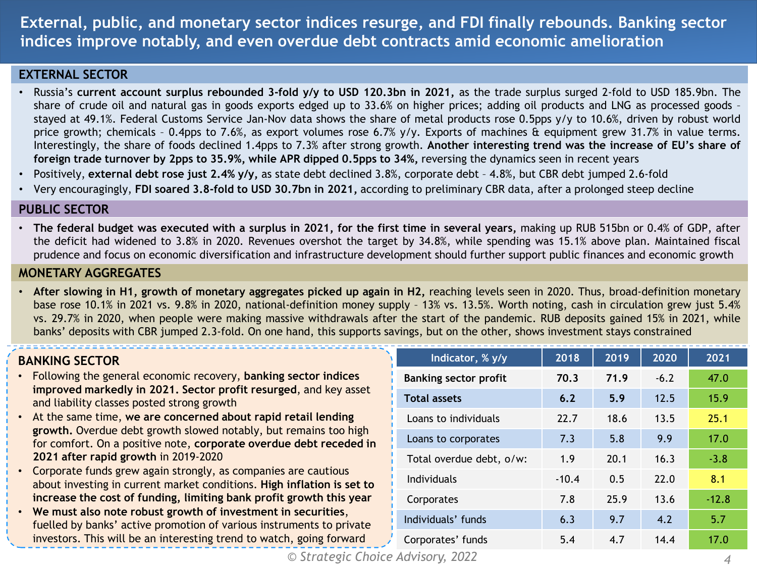# External, public, and monetary sector indices resurge, and FDI finally rebounds. Banking sector indices improve notably, and even overdue debt contracts amid economic amelioration

## EXTERNAL SECTOR

- Russia's **current account surplus rebounded 3-fold y/y to USD 120.3bn in 2021,** as the trade surplus surged 2-fold to USD 185.9bn. The share of crude oil and natural gas in goods exports edged up to 33.6% on higher prices; adding oil products and LNG as processed goods – stayed at 49.1%. Federal Customs Service Jan-Nov data shows the share of metal products rose 0.5pps y/y to 10.6%, driven by robust world price growth; chemicals – 0.4pps to 7.6%, as export volumes rose 6.7% y/y. Exports of machines & equipment grew 31.7% in value terms. Interestingly, the share of foods declined 1.4pps to 7.3% after strong growth. **Another interesting trend was the increase of EU's share of foreign trade turnover by 2pps to 35.9%, while APR dipped 0.5pps to 34%,** reversing the dynamics seen in recent years
- Positively, **external debt rose just 2.4% y/y,** as state debt declined 3.8%, corporate debt – 4.8%, but CBR debt jumped 2.6-fold
- Very encouragingly, **FDI soared 3.8-fold to USD 30.7bn in 2021,** according to preliminary CBR data, after a prolonged steep decline

## PUBLIC SECTOR

- **The federal budget was executed with a surplus in 2021, for the first time in several years,** making up RUB 515bn or 0.4% of GDP, after the deficit had widened to 3.8% in 2020. Revenues overshot the target by 34.8%, while spending was 15.1% above plan. Maintained fiscal prudence and focus on economic diversification and infrastructure development should further support public finances and economic growth

## MONETARY AGGREGATES

- **After slowing in H1, growth of monetary aggregates picked up again in H2,** reaching levels seen in 2020. Thus, broad-definition monetary base rose 10.1% in 2021 vs. 9.8% in 2020, national-definition money supply – 13% vs. 13.5%. Worth noting, cash in circulation grew just 5.4% vs. 29.7% in 2020, when people were making massive withdrawals after the start of the pandemic. RUB deposits gained 15% in 2021, while banks' deposits with CBR jumped 2.3-fold. On one hand, this supports savings, but on the other, shows investment stays constrained

## BANKING SECTOR

- Following the general economic recovery, **banking sector indices improved markedly in 2021. Sector profit resurged**, and key asset and liability classes posted strong growth
- At the same time, **we are concerned about rapid retail lending growth.** Overdue debt growth slowed notably, but remains too high for comfort. On a positive note, **corporate overdue debt receded in 2021 after rapid growth** in 2019-2020
- Corporate funds grew again strongly, as companies are cautious about investing in current market conditions. **High inflation is set to increase the cost of funding, limiting bank profit growth this year**
- **We must also note robust growth of investment in securities**, fuelled by banks' active promotion of various instruments to private investors. This will be an interesting trend to watch, going forward

| Indicator, % y/y | 2018 | 2019 | 2020 | 2021 |
|---|---|---|---|---|
| **Banking sector profit** | **70.3** | **71.9** | -6.2 | 47.0 |
| **Total assets** | **6.2** | **5.9** | 12.5 | 15.9 |
| Loans to individuals | 22.7 | 18.6 | 13.5 | 25.1 |
| Loans to corporates | 7.3 | 5.8 | 9.9 | 17.0 |
| Total overdue debt, o/w: | 1.9 | 20.1 | 16.3 | -3.8 |
| Individuals | -10.4 | 0.5 | 22.0 | 8.1 |
| Corporates | 7.8 | 25.9 | 13.6 | -12.8 |
| Individuals' funds | 6.3 | 9.7 | 4.2 | 5.7 |
| Corporates' funds | 5.4 | 4.7 | 14.4 | 17.0 |

*© Strategic Choice Advisory, 2022*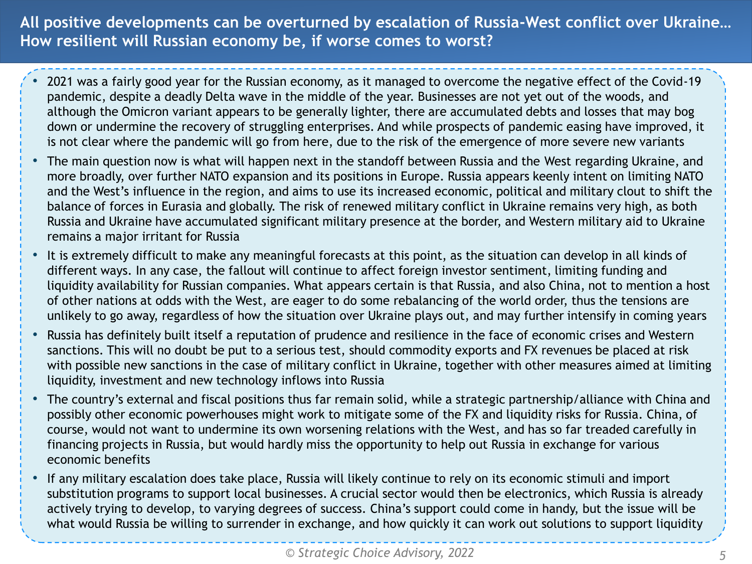## All positive developments can be overturned by escalation of Russia-West conflict over Ukraine… How resilient will Russian economy be, if worse comes to worst?

- 2021 was a fairly good year for the Russian economy, as it managed to overcome the negative effect of the Covid-19 pandemic, despite a deadly Delta wave in the middle of the year. Businesses are not yet out of the woods, and although the Omicron variant appears to be generally lighter, there are accumulated debts and losses that may bog down or undermine the recovery of struggling enterprises. And while prospects of pandemic easing have improved, it is not clear where the pandemic will go from here, due to the risk of the emergence of more severe new variants
- The main question now is what will happen next in the standoff between Russia and the West regarding Ukraine, and more broadly, over further NATO expansion and its positions in Europe. Russia appears keenly intent on limiting NATO and the West's influence in the region, and aims to use its increased economic, political and military clout to shift the balance of forces in Eurasia and globally. The risk of renewed military conflict in Ukraine remains very high, as both Russia and Ukraine have accumulated significant military presence at the border, and Western military aid to Ukraine remains a major irritant for Russia
- It is extremely difficult to make any meaningful forecasts at this point, as the situation can develop in all kinds of different ways. In any case, the fallout will continue to affect foreign investor sentiment, limiting funding and liquidity availability for Russian companies. What appears certain is that Russia, and also China, not to mention a host of other nations at odds with the West, are eager to do some rebalancing of the world order, thus the tensions are unlikely to go away, regardless of how the situation over Ukraine plays out, and may further intensify in coming years
- Russia has definitely built itself a reputation of prudence and resilience in the face of economic crises and Western sanctions. This will no doubt be put to a serious test, should commodity exports and FX revenues be placed at risk with possible new sanctions in the case of military conflict in Ukraine, together with other measures aimed at limiting liquidity, investment and new technology inflows into Russia
- The country's external and fiscal positions thus far remain solid, while a strategic partnership/alliance with China and possibly other economic powerhouses might work to mitigate some of the FX and liquidity risks for Russia. China, of course, would not want to undermine its own worsening relations with the West, and has so far treaded carefully in financing projects in Russia, but would hardly miss the opportunity to help out Russia in exchange for various economic benefits
- If any military escalation does take place, Russia will likely continue to rely on its economic stimuli and import substitution programs to support local businesses. A crucial sector would then be electronics, which Russia is already actively trying to develop, to varying degrees of success. China's support could come in handy, but the issue will be what would Russia be willing to surrender in exchange, and how quickly it can work out solutions to support liquidity

*© Strategic Choice Advisory, 2022*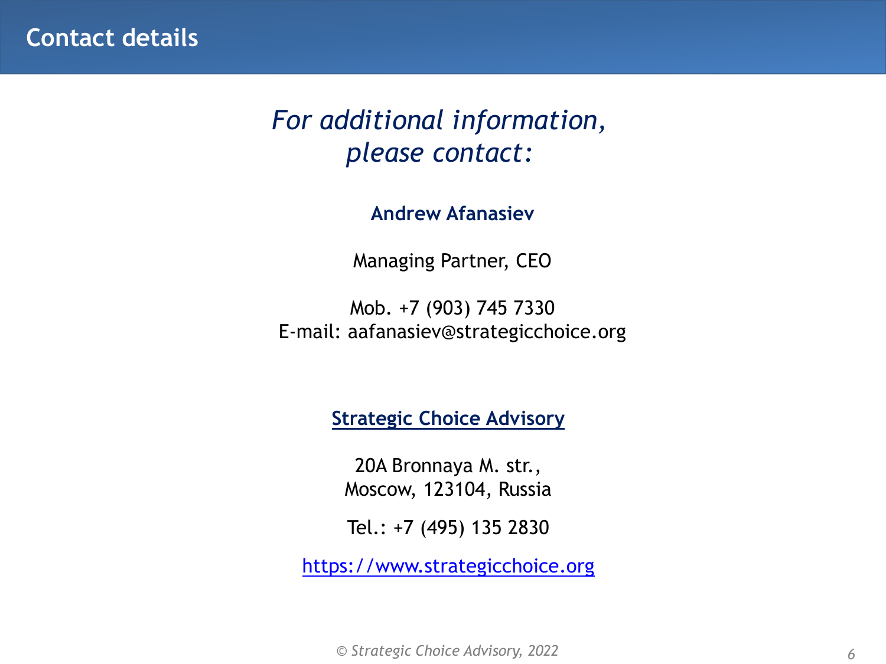# Contact details

*For additional information,*
*please contact:*

**Andrew Afanasiev**

Managing Partner, CEO

Mob. +7 (903) 745 7330
E-mail: aafanasiev@strategicchoice.org

**Strategic Choice Advisory**

20A Bronnaya M. str.,
Moscow, 123104, Russia

Tel.: +7 (495) 135 2830

https://www.strategicchoice.org

*© Strategic Choice Advisory, 2022*